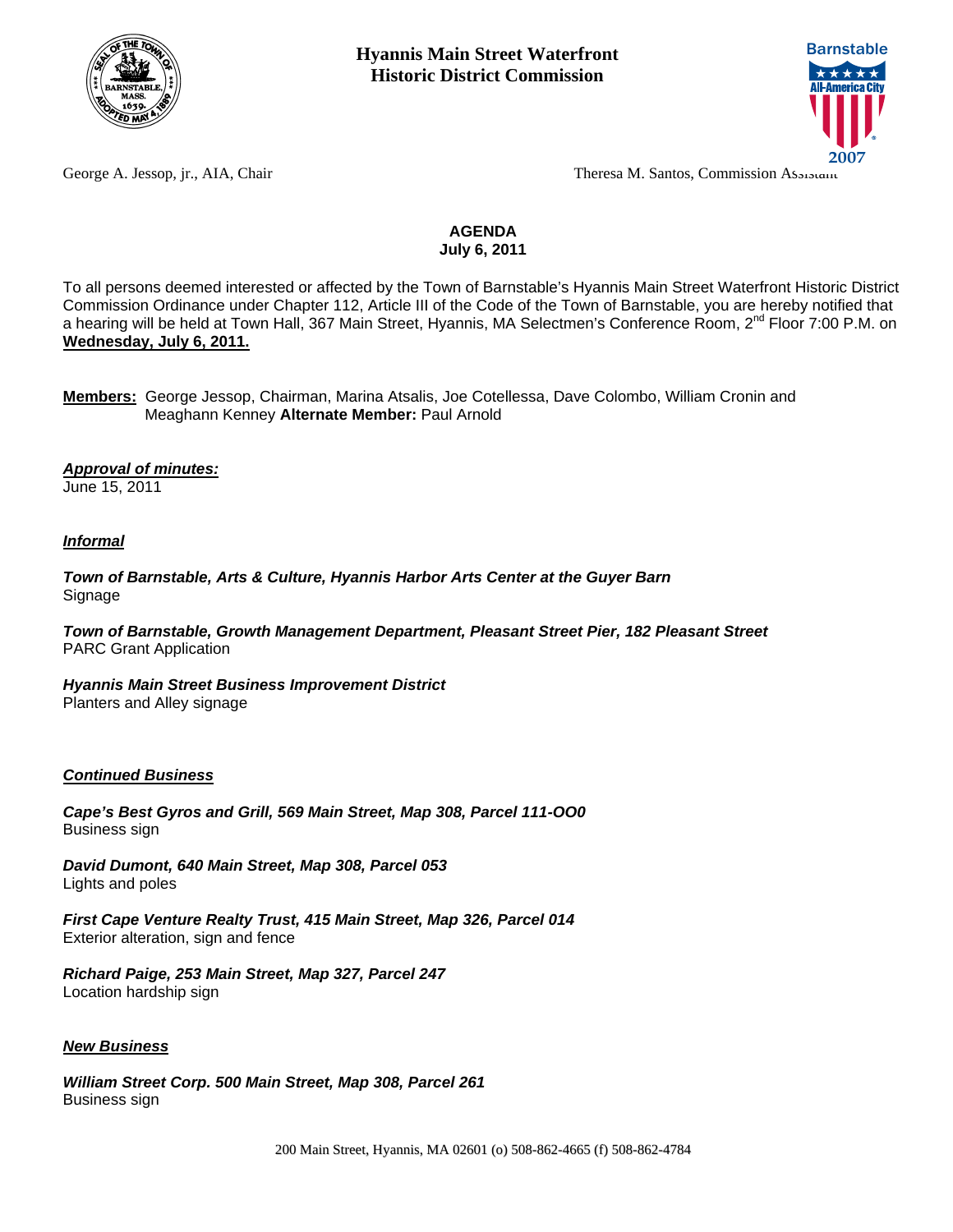# Hyannis Main Street Waterfront Historic District Commission

George A. Jessop, jr., AIA, Chair

Theresa M. Santos, Commission Assistant

## AGENDA
**July 6, 2011**

To all persons deemed interested or affected by the Town of Barnstable's Hyannis Main Street Waterfront Historic District Commission Ordinance under Chapter 112, Article III of the Code of the Town of Barnstable, you are hereby notified that a hearing will be held at Town Hall, 367 Main Street, Hyannis, MA Selectmen's Conference Room, 2nd Floor 7:00 P.M. on **Wednesday, July 6, 2011.**

**Members:** George Jessop, Chairman, Marina Atsalis, Joe Cotellessa, Dave Colombo, William Cronin and Meaghann Kenney **Alternate Member:** Paul Arnold

***Approval of minutes:***
June 15, 2011

***Informal***

***Town of Barnstable, Arts & Culture, Hyannis Harbor Arts Center at the Guyer Barn***
Signage

***Town of Barnstable, Growth Management Department, Pleasant Street Pier, 182 Pleasant Street***
PARC Grant Application

***Hyannis Main Street Business Improvement District***
Planters and Alley signage

***Continued Business***

***Cape's Best Gyros and Grill, 569 Main Street, Map 308, Parcel 111-OO0***
Business sign

***David Dumont, 640 Main Street, Map 308, Parcel 053***
Lights and poles

***First Cape Venture Realty Trust, 415 Main Street, Map 326, Parcel 014***
Exterior alteration, sign and fence

***Richard Paige, 253 Main Street, Map 327, Parcel 247***
Location hardship sign

***New Business***

***William Street Corp. 500 Main Street, Map 308, Parcel 261***
Business sign

200 Main Street, Hyannis, MA 02601 (o) 508-862-4665 (f) 508-862-4784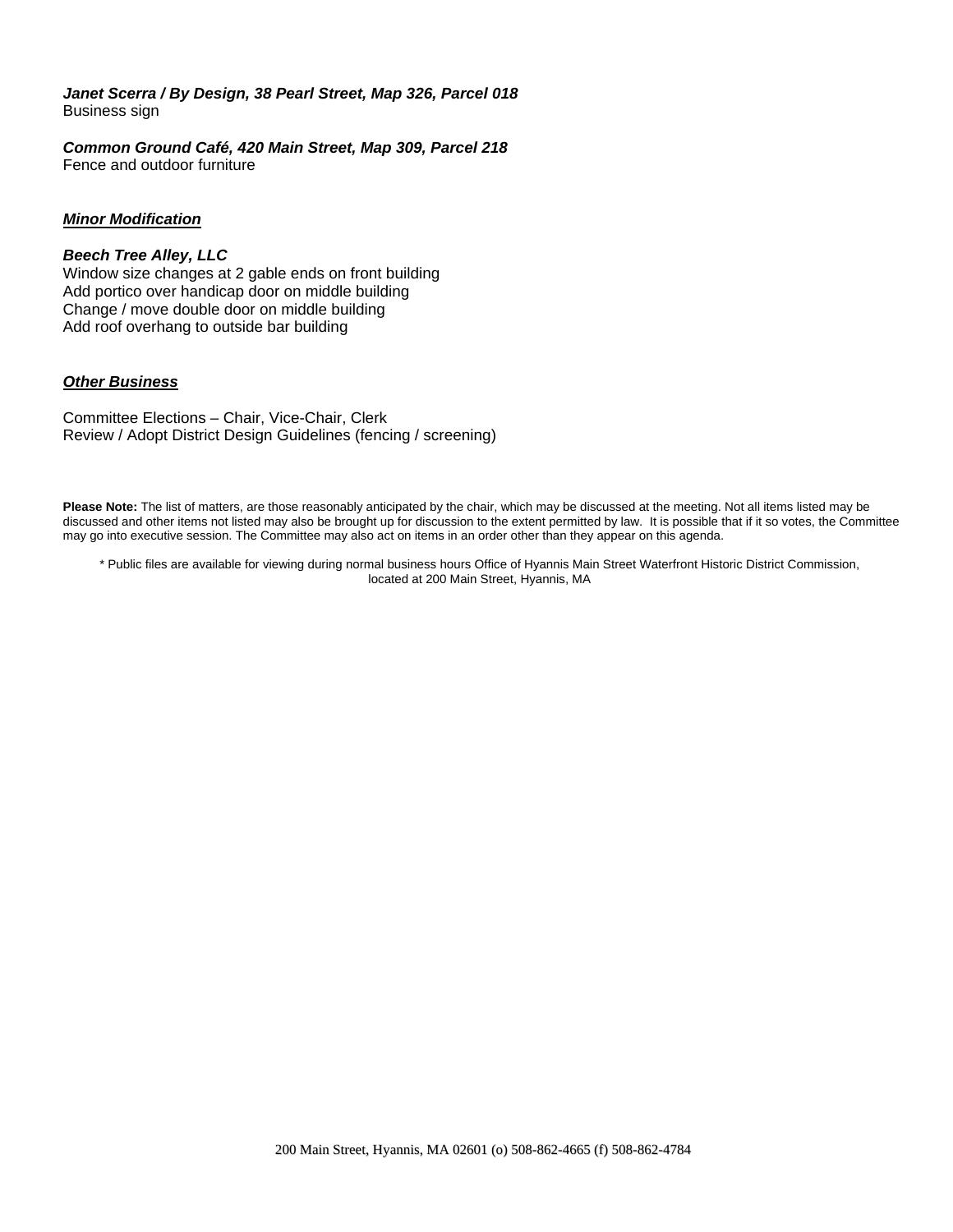***Janet Scerra / By Design, 38 Pearl Street, Map 326, Parcel 018***
Business sign

***Common Ground Café, 420 Main Street, Map 309, Parcel 218***
Fence and outdoor furniture

***Minor Modification***

***Beech Tree Alley, LLC***
Window size changes at 2 gable ends on front building
Add portico over handicap door on middle building
Change / move double door on middle building
Add roof overhang to outside bar building

***Other Business***

Committee Elections – Chair, Vice-Chair, Clerk
Review / Adopt District Design Guidelines (fencing / screening)

**Please Note:** The list of matters, are those reasonably anticipated by the chair, which may be discussed at the meeting. Not all items listed may be discussed and other items not listed may also be brought up for discussion to the extent permitted by law. It is possible that if it so votes, the Committee may go into executive session. The Committee may also act on items in an order other than they appear on this agenda.

* Public files are available for viewing during normal business hours Office of Hyannis Main Street Waterfront Historic District Commission, located at 200 Main Street, Hyannis, MA

200 Main Street, Hyannis, MA 02601 (o) 508-862-4665 (f) 508-862-4784